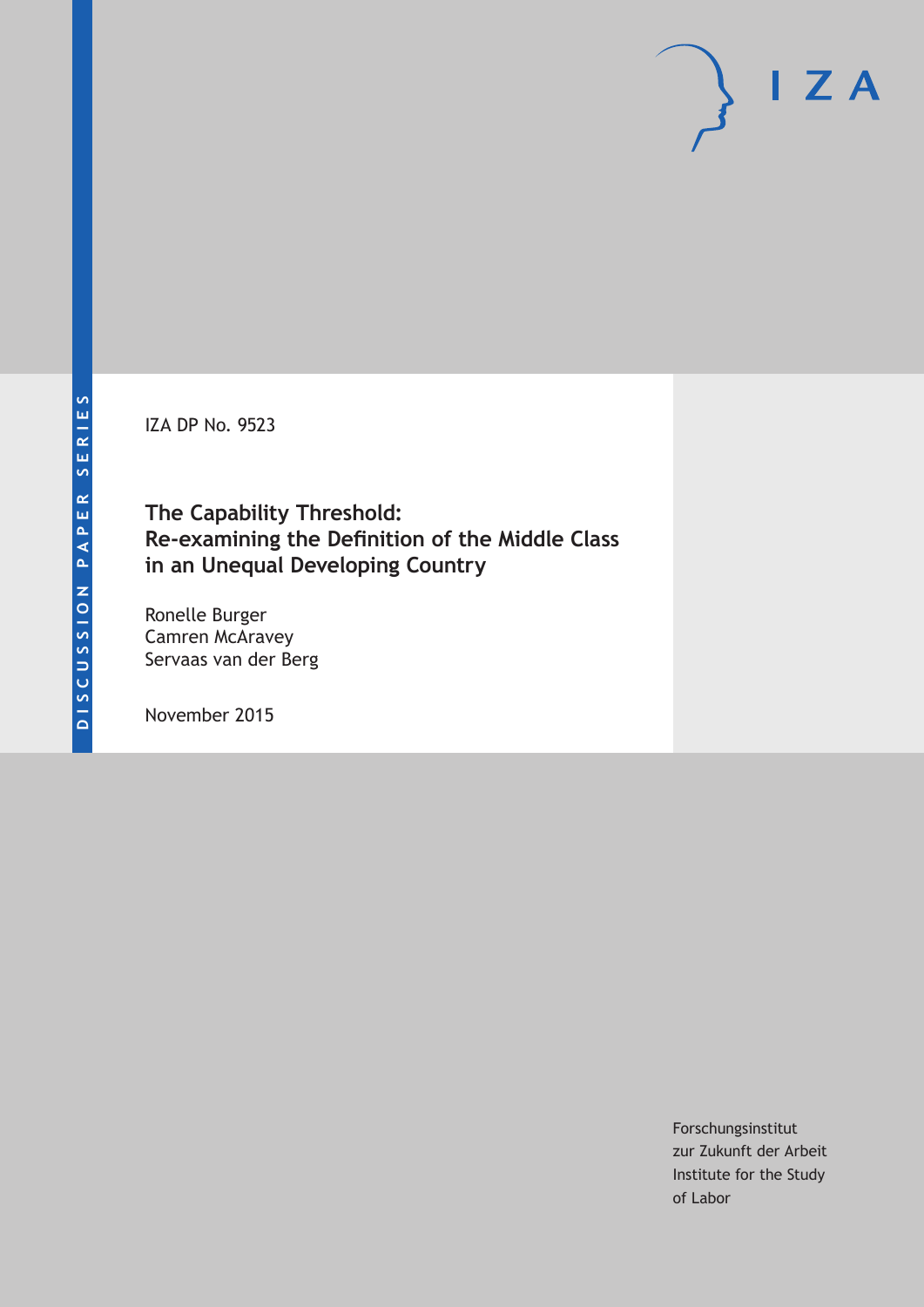DISCUSSION PAPER SERIES

IZA

IZA DP No. 9523

# The Capability Threshold: Re-examining the Definition of the Middle Class in an Unequal Developing Country

Ronelle Burger
Camren McAravey
Servaas van der Berg

November 2015

Forschungsinstitut
zur Zukunft der Arbeit
Institute for the Study
of Labor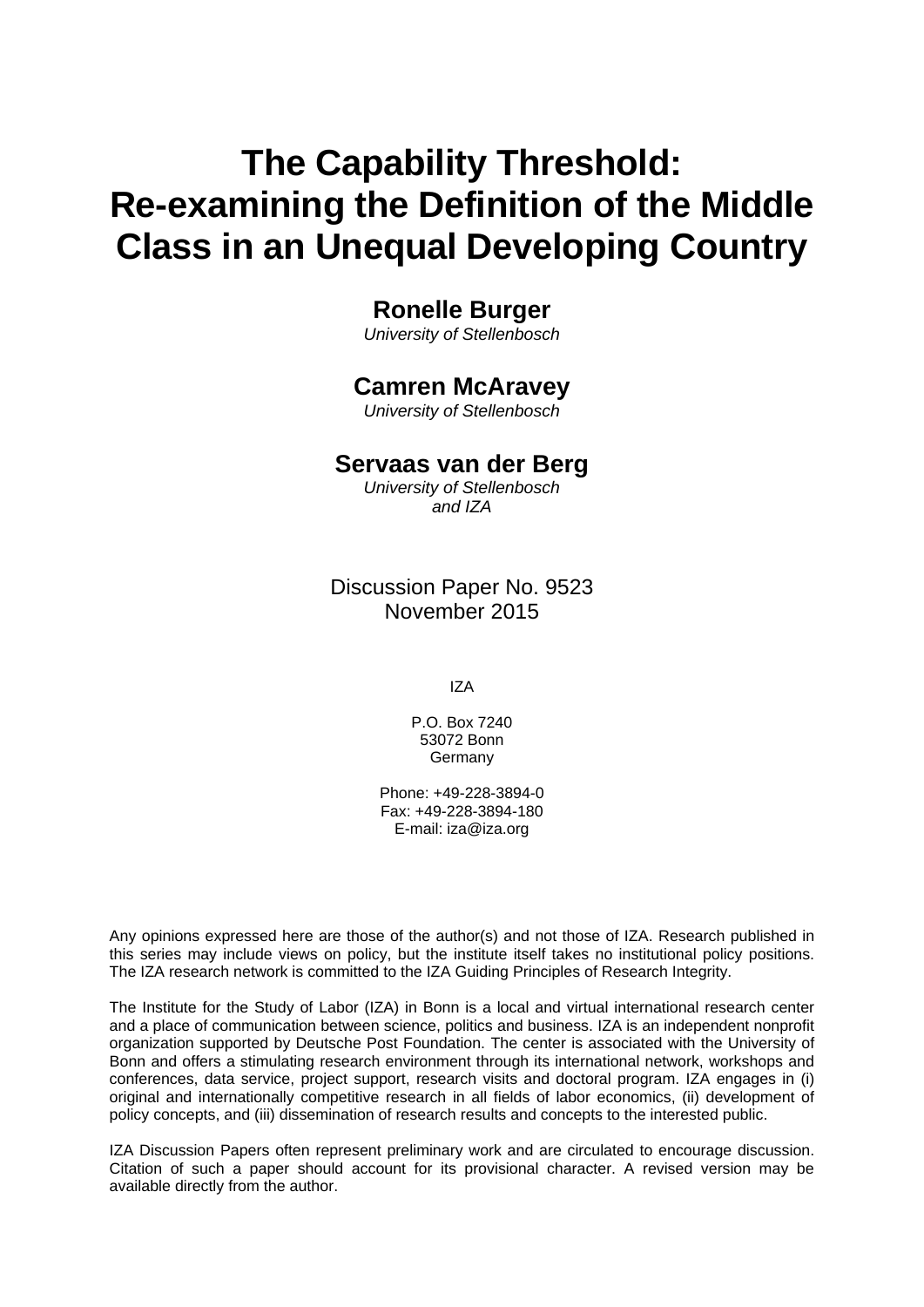# The Capability Threshold: Re-examining the Definition of the Middle Class in an Unequal Developing Country

**Ronelle Burger**
*University of Stellenbosch*

**Camren McAravey**
*University of Stellenbosch*

**Servaas van der Berg**
*University of Stellenbosch and IZA*

Discussion Paper No. 9523
November 2015

IZA

P.O. Box 7240
53072 Bonn
Germany

Phone: +49-228-3894-0
Fax: +49-228-3894-180
E-mail: iza@iza.org

Any opinions expressed here are those of the author(s) and not those of IZA. Research published in this series may include views on policy, but the institute itself takes no institutional policy positions. The IZA research network is committed to the IZA Guiding Principles of Research Integrity.

The Institute for the Study of Labor (IZA) in Bonn is a local and virtual international research center and a place of communication between science, politics and business. IZA is an independent nonprofit organization supported by Deutsche Post Foundation. The center is associated with the University of Bonn and offers a stimulating research environment through its international network, workshops and conferences, data service, project support, research visits and doctoral program. IZA engages in (i) original and internationally competitive research in all fields of labor economics, (ii) development of policy concepts, and (iii) dissemination of research results and concepts to the interested public.

IZA Discussion Papers often represent preliminary work and are circulated to encourage discussion. Citation of such a paper should account for its provisional character. A revised version may be available directly from the author.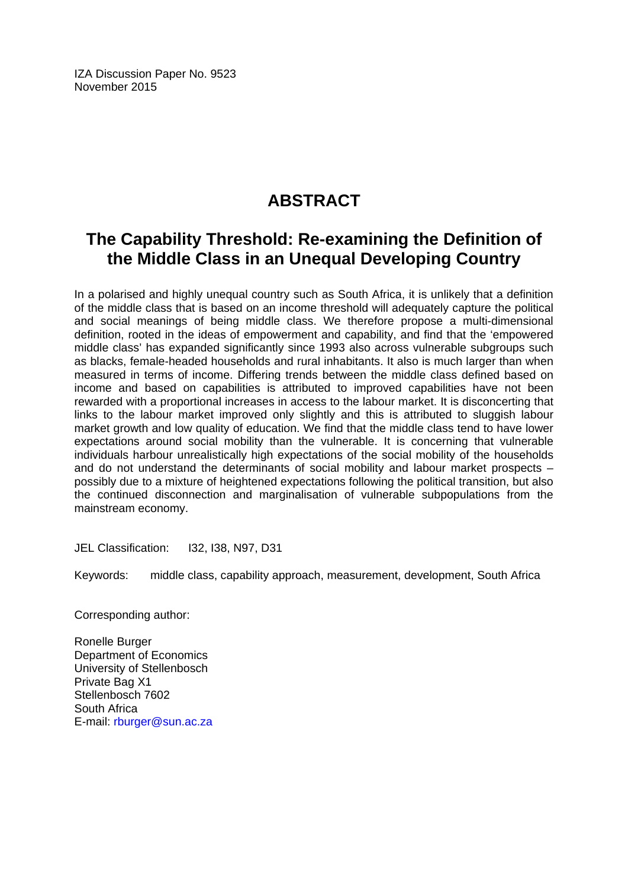IZA Discussion Paper No. 9523
November 2015

# ABSTRACT

## The Capability Threshold: Re-examining the Definition of the Middle Class in an Unequal Developing Country

In a polarised and highly unequal country such as South Africa, it is unlikely that a definition of the middle class that is based on an income threshold will adequately capture the political and social meanings of being middle class. We therefore propose a multi-dimensional definition, rooted in the ideas of empowerment and capability, and find that the 'empowered middle class' has expanded significantly since 1993 also across vulnerable subgroups such as blacks, female-headed households and rural inhabitants. It also is much larger than when measured in terms of income. Differing trends between the middle class defined based on income and based on capabilities is attributed to improved capabilities have not been rewarded with a proportional increases in access to the labour market. It is disconcerting that links to the labour market improved only slightly and this is attributed to sluggish labour market growth and low quality of education. We find that the middle class tend to have lower expectations around social mobility than the vulnerable. It is concerning that vulnerable individuals harbour unrealistically high expectations of the social mobility of the households and do not understand the determinants of social mobility and labour market prospects – possibly due to a mixture of heightened expectations following the political transition, but also the continued disconnection and marginalisation of vulnerable subpopulations from the mainstream economy.

JEL Classification: I32, I38, N97, D31

Keywords: middle class, capability approach, measurement, development, South Africa

Corresponding author:

Ronelle Burger
Department of Economics
University of Stellenbosch
Private Bag X1
Stellenbosch 7602
South Africa
E-mail: rburger@sun.ac.za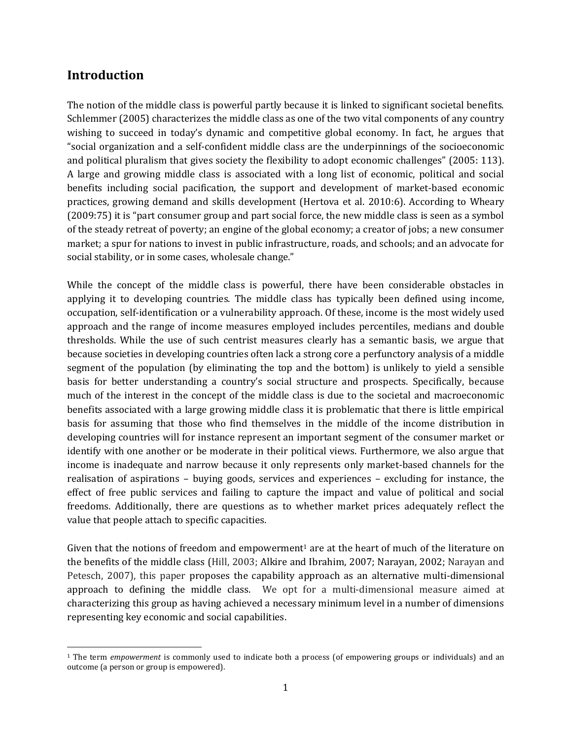## Introduction

The notion of the middle class is powerful partly because it is linked to significant societal benefits. Schlemmer (2005) characterizes the middle class as one of the two vital components of any country wishing to succeed in today's dynamic and competitive global economy. In fact, he argues that "social organization and a self-confident middle class are the underpinnings of the socioeconomic and political pluralism that gives society the flexibility to adopt economic challenges" (2005: 113). A large and growing middle class is associated with a long list of economic, political and social benefits including social pacification, the support and development of market-based economic practices, growing demand and skills development (Hertova et al. 2010:6). According to Wheary (2009:75) it is "part consumer group and part social force, the new middle class is seen as a symbol of the steady retreat of poverty; an engine of the global economy; a creator of jobs; a new consumer market; a spur for nations to invest in public infrastructure, roads, and schools; and an advocate for social stability, or in some cases, wholesale change."

While the concept of the middle class is powerful, there have been considerable obstacles in applying it to developing countries. The middle class has typically been defined using income, occupation, self-identification or a vulnerability approach. Of these, income is the most widely used approach and the range of income measures employed includes percentiles, medians and double thresholds. While the use of such centrist measures clearly has a semantic basis, we argue that because societies in developing countries often lack a strong core a perfunctory analysis of a middle segment of the population (by eliminating the top and the bottom) is unlikely to yield a sensible basis for better understanding a country's social structure and prospects. Specifically, because much of the interest in the concept of the middle class is due to the societal and macroeconomic benefits associated with a large growing middle class it is problematic that there is little empirical basis for assuming that those who find themselves in the middle of the income distribution in developing countries will for instance represent an important segment of the consumer market or identify with one another or be moderate in their political views. Furthermore, we also argue that income is inadequate and narrow because it only represents only market-based channels for the realisation of aspirations – buying goods, services and experiences – excluding for instance, the effect of free public services and failing to capture the impact and value of political and social freedoms. Additionally, there are questions as to whether market prices adequately reflect the value that people attach to specific capacities.

Given that the notions of freedom and empowerment[1] are at the heart of much of the literature on the benefits of the middle class (Hill, 2003; Alkire and Ibrahim, 2007; Narayan, 2002; Narayan and Petesch, 2007), this paper proposes the capability approach as an alternative multi-dimensional approach to defining the middle class. We opt for a multi-dimensional measure aimed at characterizing this group as having achieved a necessary minimum level in a number of dimensions representing key economic and social capabilities.

[1] The term *empowerment* is commonly used to indicate both a process (of empowering groups or individuals) and an outcome (a person or group is empowered).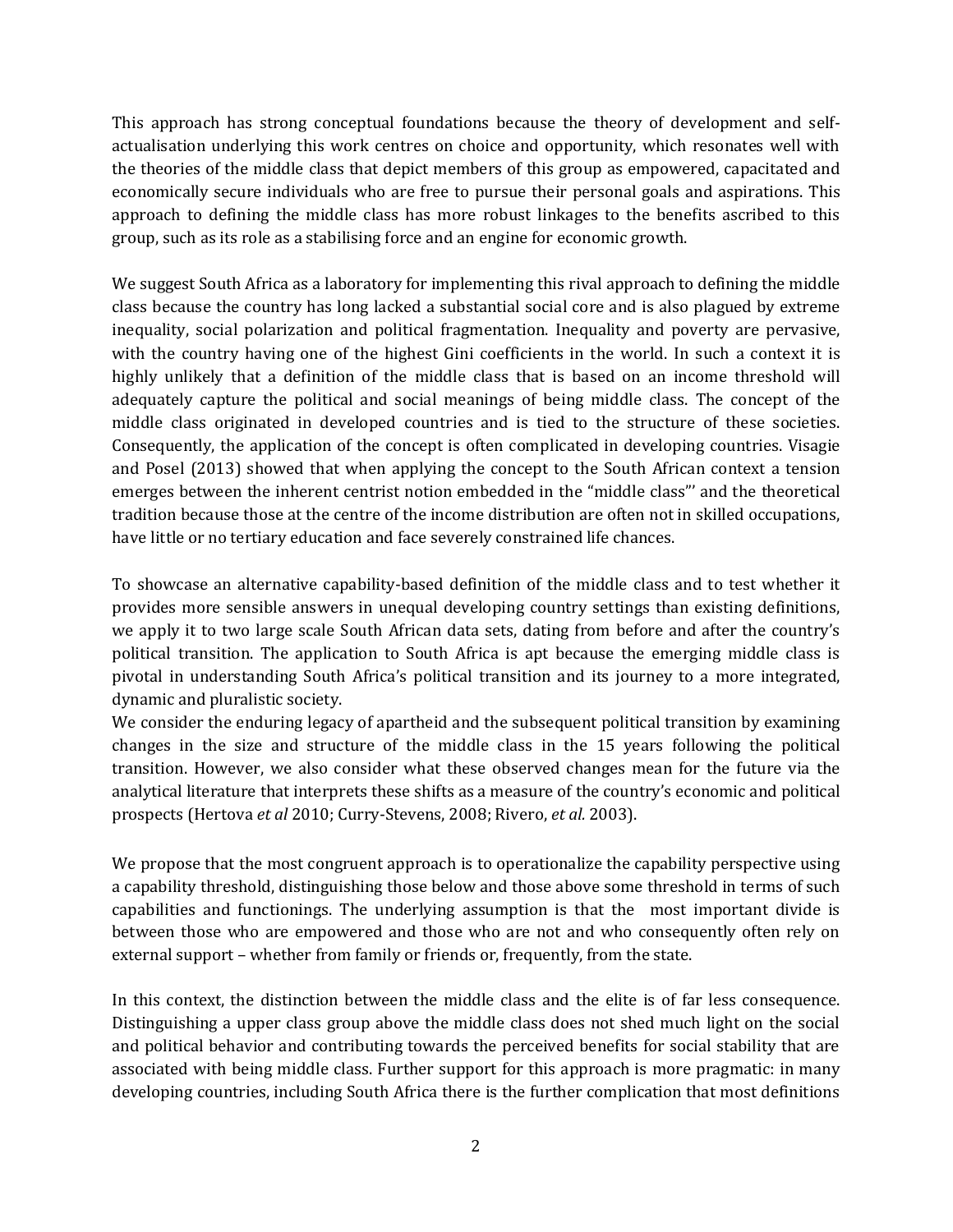This approach has strong conceptual foundations because the theory of development and self-actualisation underlying this work centres on choice and opportunity, which resonates well with the theories of the middle class that depict members of this group as empowered, capacitated and economically secure individuals who are free to pursue their personal goals and aspirations. This approach to defining the middle class has more robust linkages to the benefits ascribed to this group, such as its role as a stabilising force and an engine for economic growth.

We suggest South Africa as a laboratory for implementing this rival approach to defining the middle class because the country has long lacked a substantial social core and is also plagued by extreme inequality, social polarization and political fragmentation. Inequality and poverty are pervasive, with the country having one of the highest Gini coefficients in the world. In such a context it is highly unlikely that a definition of the middle class that is based on an income threshold will adequately capture the political and social meanings of being middle class. The concept of the middle class originated in developed countries and is tied to the structure of these societies. Consequently, the application of the concept is often complicated in developing countries. Visagie and Posel (2013) showed that when applying the concept to the South African context a tension emerges between the inherent centrist notion embedded in the "middle class"' and the theoretical tradition because those at the centre of the income distribution are often not in skilled occupations, have little or no tertiary education and face severely constrained life chances.

To showcase an alternative capability-based definition of the middle class and to test whether it provides more sensible answers in unequal developing country settings than existing definitions, we apply it to two large scale South African data sets, dating from before and after the country's political transition. The application to South Africa is apt because the emerging middle class is pivotal in understanding South Africa's political transition and its journey to a more integrated, dynamic and pluralistic society.

We consider the enduring legacy of apartheid and the subsequent political transition by examining changes in the size and structure of the middle class in the 15 years following the political transition. However, we also consider what these observed changes mean for the future via the analytical literature that interprets these shifts as a measure of the country's economic and political prospects (Hertova *et al* 2010; Curry-Stevens, 2008; Rivero, *et al.* 2003).

We propose that the most congruent approach is to operationalize the capability perspective using a capability threshold, distinguishing those below and those above some threshold in terms of such capabilities and functionings. The underlying assumption is that the most important divide is between those who are empowered and those who are not and who consequently often rely on external support – whether from family or friends or, frequently, from the state.

In this context, the distinction between the middle class and the elite is of far less consequence. Distinguishing a upper class group above the middle class does not shed much light on the social and political behavior and contributing towards the perceived benefits for social stability that are associated with being middle class. Further support for this approach is more pragmatic: in many developing countries, including South Africa there is the further complication that most definitions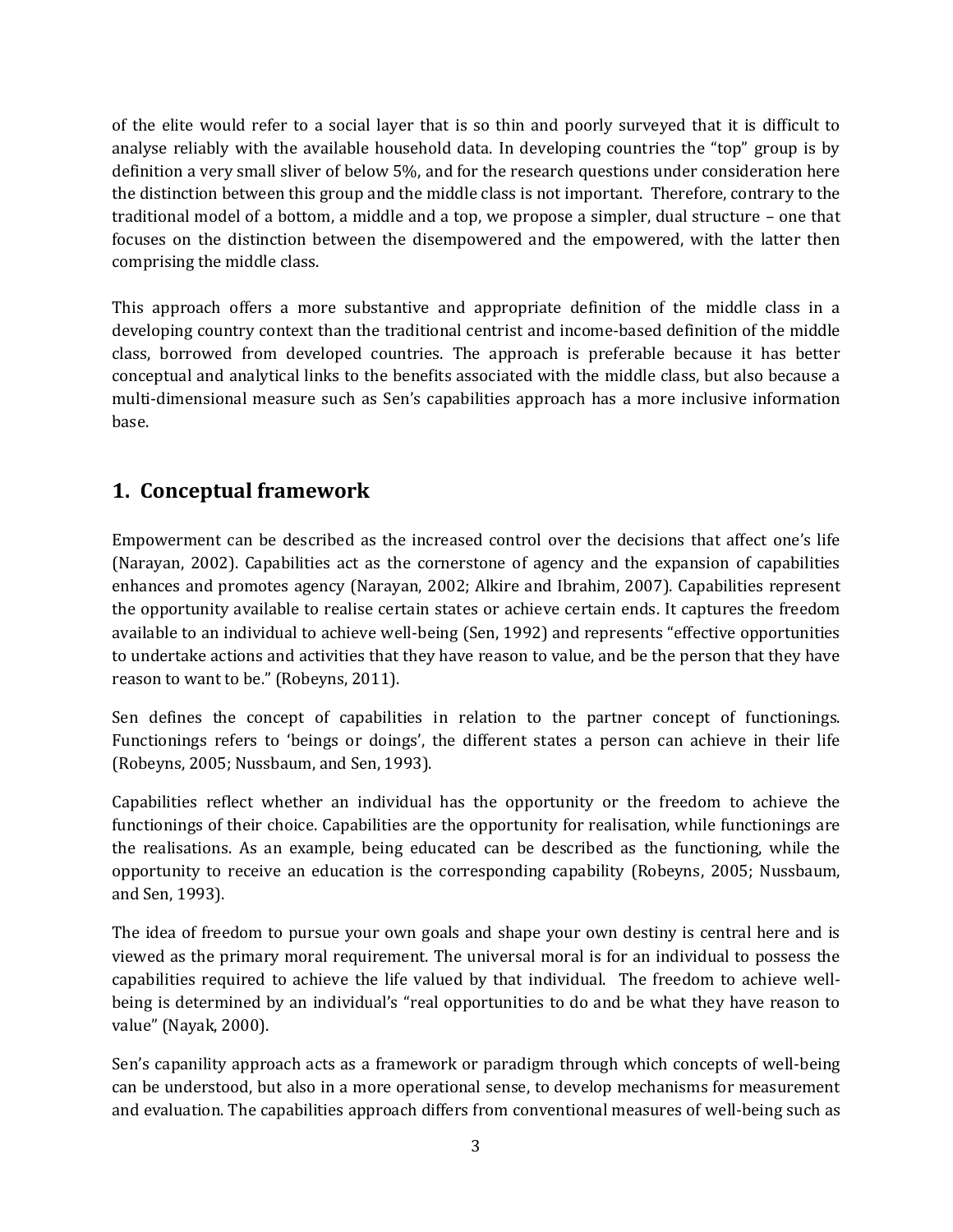of the elite would refer to a social layer that is so thin and poorly surveyed that it is difficult to analyse reliably with the available household data. In developing countries the "top" group is by definition a very small sliver of below 5%, and for the research questions under consideration here the distinction between this group and the middle class is not important. Therefore, contrary to the traditional model of a bottom, a middle and a top, we propose a simpler, dual structure – one that focuses on the distinction between the disempowered and the empowered, with the latter then comprising the middle class.

This approach offers a more substantive and appropriate definition of the middle class in a developing country context than the traditional centrist and income-based definition of the middle class, borrowed from developed countries. The approach is preferable because it has better conceptual and analytical links to the benefits associated with the middle class, but also because a multi-dimensional measure such as Sen's capabilities approach has a more inclusive information base.

## 1. Conceptual framework

Empowerment can be described as the increased control over the decisions that affect one's life (Narayan, 2002). Capabilities act as the cornerstone of agency and the expansion of capabilities enhances and promotes agency (Narayan, 2002; Alkire and Ibrahim, 2007). Capabilities represent the opportunity available to realise certain states or achieve certain ends. It captures the freedom available to an individual to achieve well-being (Sen, 1992) and represents "effective opportunities to undertake actions and activities that they have reason to value, and be the person that they have reason to want to be." (Robeyns, 2011).

Sen defines the concept of capabilities in relation to the partner concept of functionings. Functionings refers to 'beings or doings', the different states a person can achieve in their life (Robeyns, 2005; Nussbaum, and Sen, 1993).

Capabilities reflect whether an individual has the opportunity or the freedom to achieve the functionings of their choice. Capabilities are the opportunity for realisation, while functionings are the realisations. As an example, being educated can be described as the functioning, while the opportunity to receive an education is the corresponding capability (Robeyns, 2005; Nussbaum, and Sen, 1993).

The idea of freedom to pursue your own goals and shape your own destiny is central here and is viewed as the primary moral requirement. The universal moral is for an individual to possess the capabilities required to achieve the life valued by that individual. The freedom to achieve well-being is determined by an individual's "real opportunities to do and be what they have reason to value" (Nayak, 2000).

Sen's capanility approach acts as a framework or paradigm through which concepts of well-being can be understood, but also in a more operational sense, to develop mechanisms for measurement and evaluation. The capabilities approach differs from conventional measures of well-being such as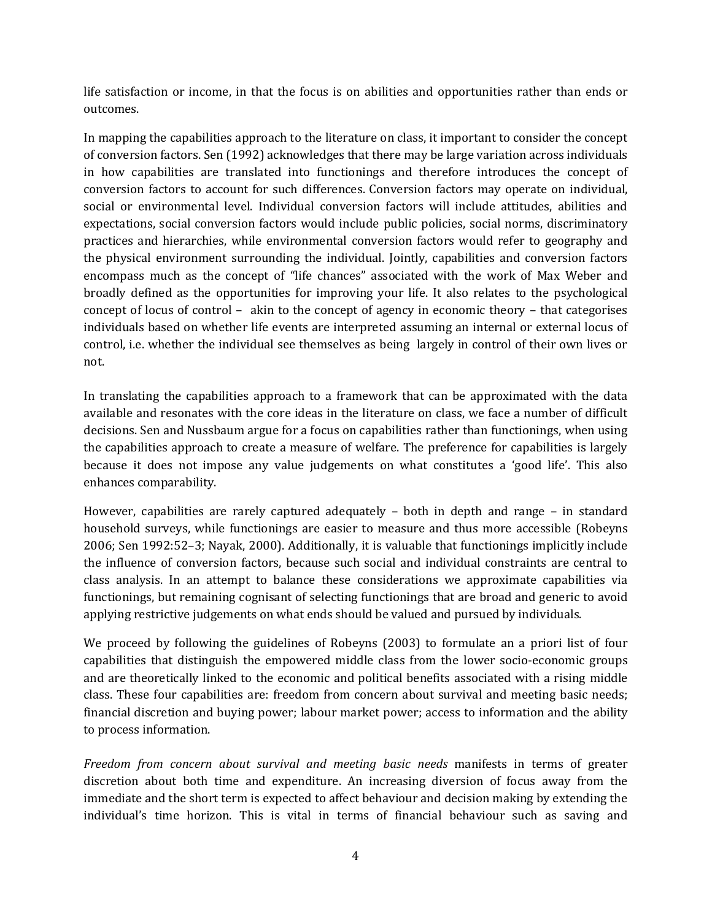life satisfaction or income, in that the focus is on abilities and opportunities rather than ends or outcomes.

In mapping the capabilities approach to the literature on class, it important to consider the concept of conversion factors. Sen (1992) acknowledges that there may be large variation across individuals in how capabilities are translated into functionings and therefore introduces the concept of conversion factors to account for such differences. Conversion factors may operate on individual, social or environmental level. Individual conversion factors will include attitudes, abilities and expectations, social conversion factors would include public policies, social norms, discriminatory practices and hierarchies, while environmental conversion factors would refer to geography and the physical environment surrounding the individual. Jointly, capabilities and conversion factors encompass much as the concept of "life chances" associated with the work of Max Weber and broadly defined as the opportunities for improving your life. It also relates to the psychological concept of locus of control – akin to the concept of agency in economic theory – that categorises individuals based on whether life events are interpreted assuming an internal or external locus of control, i.e. whether the individual see themselves as being largely in control of their own lives or not.

In translating the capabilities approach to a framework that can be approximated with the data available and resonates with the core ideas in the literature on class, we face a number of difficult decisions. Sen and Nussbaum argue for a focus on capabilities rather than functionings, when using the capabilities approach to create a measure of welfare. The preference for capabilities is largely because it does not impose any value judgements on what constitutes a 'good life'. This also enhances comparability.

However, capabilities are rarely captured adequately – both in depth and range – in standard household surveys, while functionings are easier to measure and thus more accessible (Robeyns 2006; Sen 1992:52–3; Nayak, 2000). Additionally, it is valuable that functionings implicitly include the influence of conversion factors, because such social and individual constraints are central to class analysis. In an attempt to balance these considerations we approximate capabilities via functionings, but remaining cognisant of selecting functionings that are broad and generic to avoid applying restrictive judgements on what ends should be valued and pursued by individuals.

We proceed by following the guidelines of Robeyns (2003) to formulate an a priori list of four capabilities that distinguish the empowered middle class from the lower socio-economic groups and are theoretically linked to the economic and political benefits associated with a rising middle class. These four capabilities are: freedom from concern about survival and meeting basic needs; financial discretion and buying power; labour market power; access to information and the ability to process information.

*Freedom from concern about survival and meeting basic needs* manifests in terms of greater discretion about both time and expenditure. An increasing diversion of focus away from the immediate and the short term is expected to affect behaviour and decision making by extending the individual's time horizon. This is vital in terms of financial behaviour such as saving and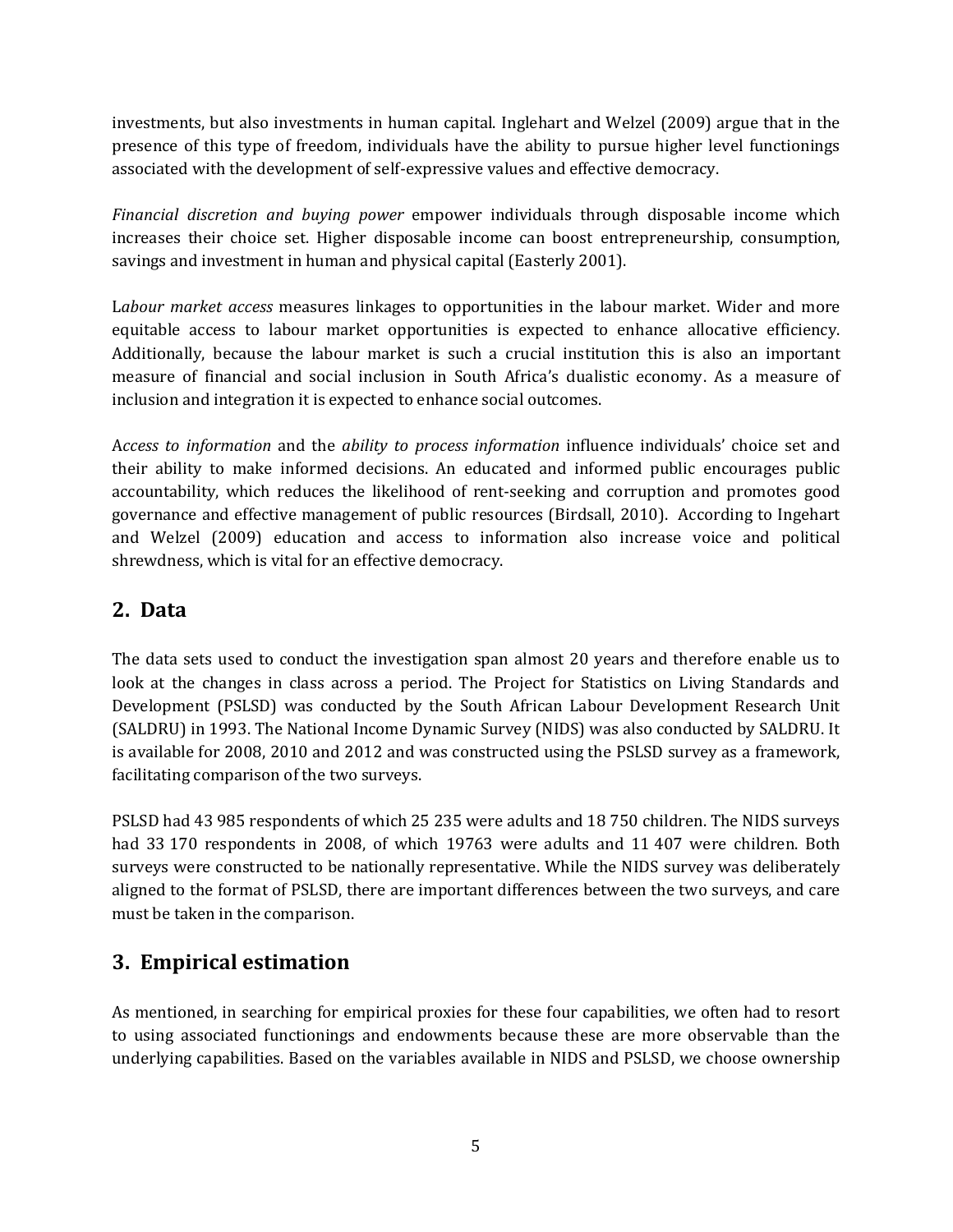investments, but also investments in human capital. Inglehart and Welzel (2009) argue that in the presence of this type of freedom, individuals have the ability to pursue higher level functionings associated with the development of self-expressive values and effective democracy.

*Financial discretion and buying power* empower individuals through disposable income which increases their choice set. Higher disposable income can boost entrepreneurship, consumption, savings and investment in human and physical capital (Easterly 2001).

L*abour market access* measures linkages to opportunities in the labour market. Wider and more equitable access to labour market opportunities is expected to enhance allocative efficiency. Additionally, because the labour market is such a crucial institution this is also an important measure of financial and social inclusion in South Africa's dualistic economy. As a measure of inclusion and integration it is expected to enhance social outcomes.

A*ccess to information* and the *ability to process information* influence individuals' choice set and their ability to make informed decisions. An educated and informed public encourages public accountability, which reduces the likelihood of rent-seeking and corruption and promotes good governance and effective management of public resources (Birdsall, 2010). According to Ingehart and Welzel (2009) education and access to information also increase voice and political shrewdness, which is vital for an effective democracy.

## 2. Data

The data sets used to conduct the investigation span almost 20 years and therefore enable us to look at the changes in class across a period. The Project for Statistics on Living Standards and Development (PSLSD) was conducted by the South African Labour Development Research Unit (SALDRU) in 1993. The National Income Dynamic Survey (NIDS) was also conducted by SALDRU. It is available for 2008, 2010 and 2012 and was constructed using the PSLSD survey as a framework, facilitating comparison of the two surveys.

PSLSD had 43 985 respondents of which 25 235 were adults and 18 750 children. The NIDS surveys had 33 170 respondents in 2008, of which 19763 were adults and 11 407 were children. Both surveys were constructed to be nationally representative. While the NIDS survey was deliberately aligned to the format of PSLSD, there are important differences between the two surveys, and care must be taken in the comparison.

## 3. Empirical estimation

As mentioned, in searching for empirical proxies for these four capabilities, we often had to resort to using associated functionings and endowments because these are more observable than the underlying capabilities. Based on the variables available in NIDS and PSLSD, we choose ownership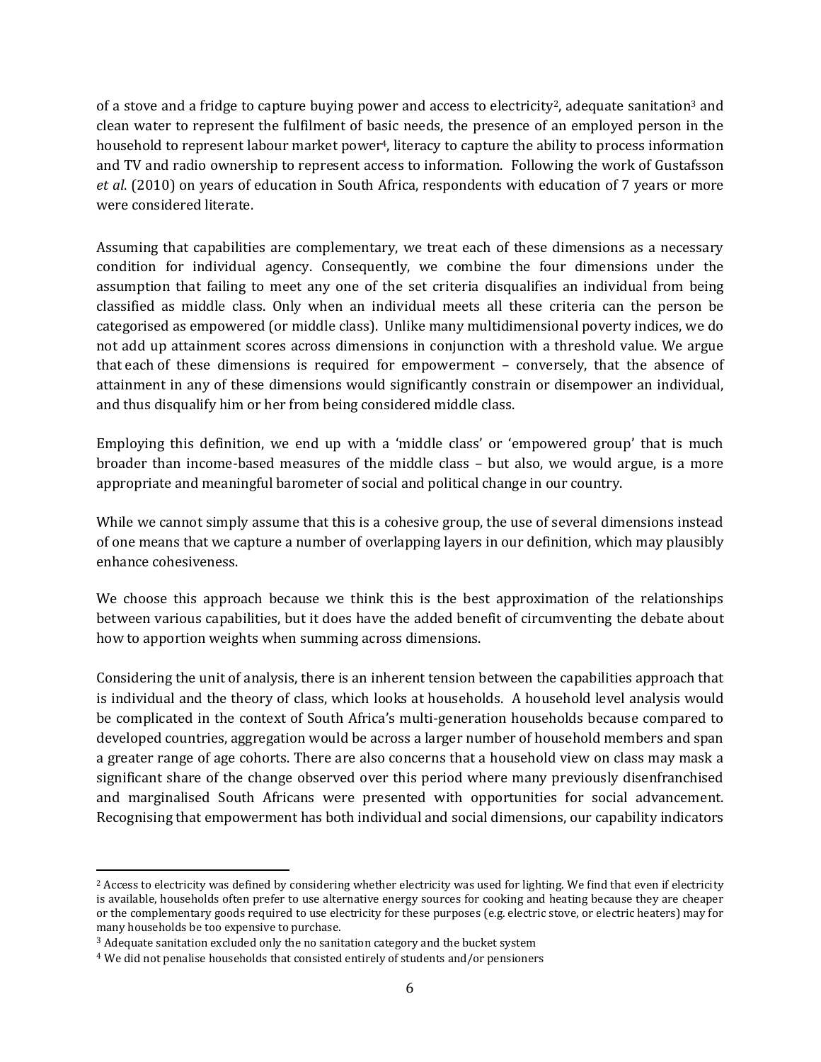of a stove and a fridge to capture buying power and access to electricity[2], adequate sanitation[3] and clean water to represent the fulfilment of basic needs, the presence of an employed person in the household to represent labour market power[4], literacy to capture the ability to process information and TV and radio ownership to represent access to information. Following the work of Gustafsson *et al*. (2010) on years of education in South Africa, respondents with education of 7 years or more were considered literate.

Assuming that capabilities are complementary, we treat each of these dimensions as a necessary condition for individual agency. Consequently, we combine the four dimensions under the assumption that failing to meet any one of the set criteria disqualifies an individual from being classified as middle class. Only when an individual meets all these criteria can the person be categorised as empowered (or middle class). Unlike many multidimensional poverty indices, we do not add up attainment scores across dimensions in conjunction with a threshold value. We argue that each of these dimensions is required for empowerment – conversely, that the absence of attainment in any of these dimensions would significantly constrain or disempower an individual, and thus disqualify him or her from being considered middle class.

Employing this definition, we end up with a 'middle class' or 'empowered group' that is much broader than income-based measures of the middle class – but also, we would argue, is a more appropriate and meaningful barometer of social and political change in our country.

While we cannot simply assume that this is a cohesive group, the use of several dimensions instead of one means that we capture a number of overlapping layers in our definition, which may plausibly enhance cohesiveness.

We choose this approach because we think this is the best approximation of the relationships between various capabilities, but it does have the added benefit of circumventing the debate about how to apportion weights when summing across dimensions.

Considering the unit of analysis, there is an inherent tension between the capabilities approach that is individual and the theory of class, which looks at households. A household level analysis would be complicated in the context of South Africa's multi-generation households because compared to developed countries, aggregation would be across a larger number of household members and span a greater range of age cohorts. There are also concerns that a household view on class may mask a significant share of the change observed over this period where many previously disenfranchised and marginalised South Africans were presented with opportunities for social advancement. Recognising that empowerment has both individual and social dimensions, our capability indicators

---

[2] Access to electricity was defined by considering whether electricity was used for lighting. We find that even if electricity is available, households often prefer to use alternative energy sources for cooking and heating because they are cheaper or the complementary goods required to use electricity for these purposes (e.g. electric stove, or electric heaters) may for many households be too expensive to purchase.

[3] Adequate sanitation excluded only the no sanitation category and the bucket system

[4] We did not penalise households that consisted entirely of students and/or pensioners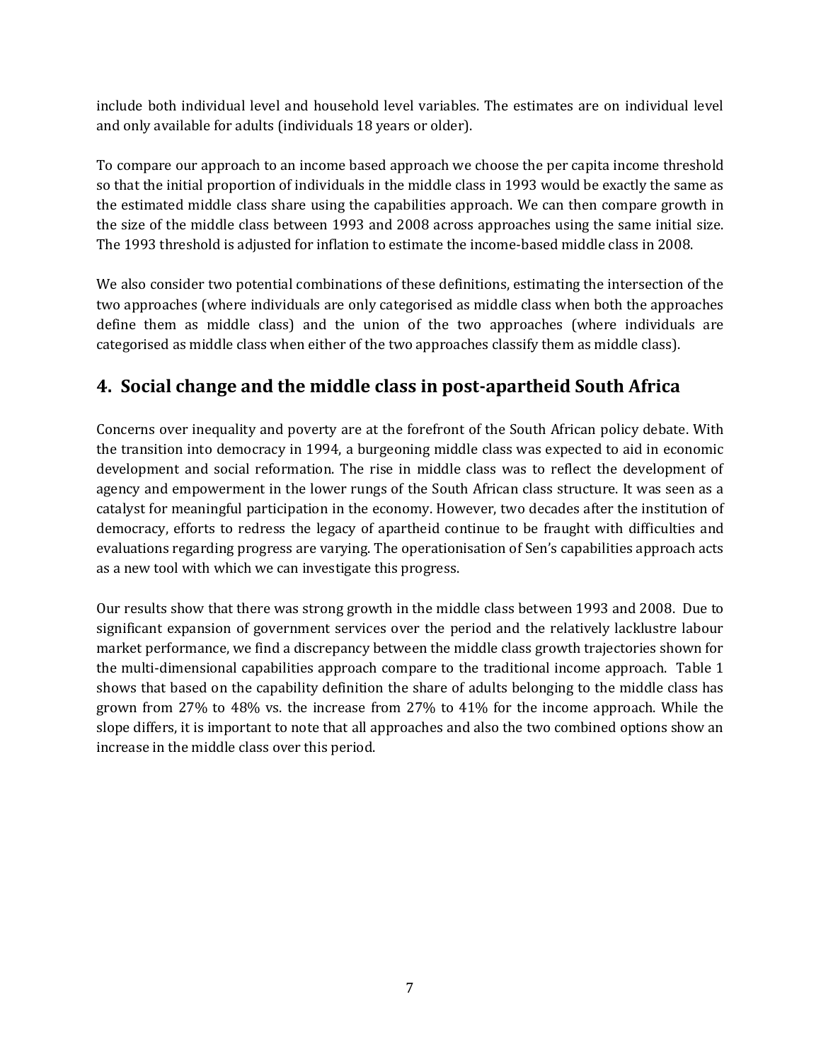include both individual level and household level variables. The estimates are on individual level and only available for adults (individuals 18 years or older).

To compare our approach to an income based approach we choose the per capita income threshold so that the initial proportion of individuals in the middle class in 1993 would be exactly the same as the estimated middle class share using the capabilities approach. We can then compare growth in the size of the middle class between 1993 and 2008 across approaches using the same initial size. The 1993 threshold is adjusted for inflation to estimate the income-based middle class in 2008.

We also consider two potential combinations of these definitions, estimating the intersection of the two approaches (where individuals are only categorised as middle class when both the approaches define them as middle class) and the union of the two approaches (where individuals are categorised as middle class when either of the two approaches classify them as middle class).

## 4. Social change and the middle class in post-apartheid South Africa

Concerns over inequality and poverty are at the forefront of the South African policy debate. With the transition into democracy in 1994, a burgeoning middle class was expected to aid in economic development and social reformation. The rise in middle class was to reflect the development of agency and empowerment in the lower rungs of the South African class structure. It was seen as a catalyst for meaningful participation in the economy. However, two decades after the institution of democracy, efforts to redress the legacy of apartheid continue to be fraught with difficulties and evaluations regarding progress are varying. The operationisation of Sen's capabilities approach acts as a new tool with which we can investigate this progress.

Our results show that there was strong growth in the middle class between 1993 and 2008. Due to significant expansion of government services over the period and the relatively lacklustre labour market performance, we find a discrepancy between the middle class growth trajectories shown for the multi-dimensional capabilities approach compare to the traditional income approach. Table 1 shows that based on the capability definition the share of adults belonging to the middle class has grown from 27% to 48% vs. the increase from 27% to 41% for the income approach. While the slope differs, it is important to note that all approaches and also the two combined options show an increase in the middle class over this period.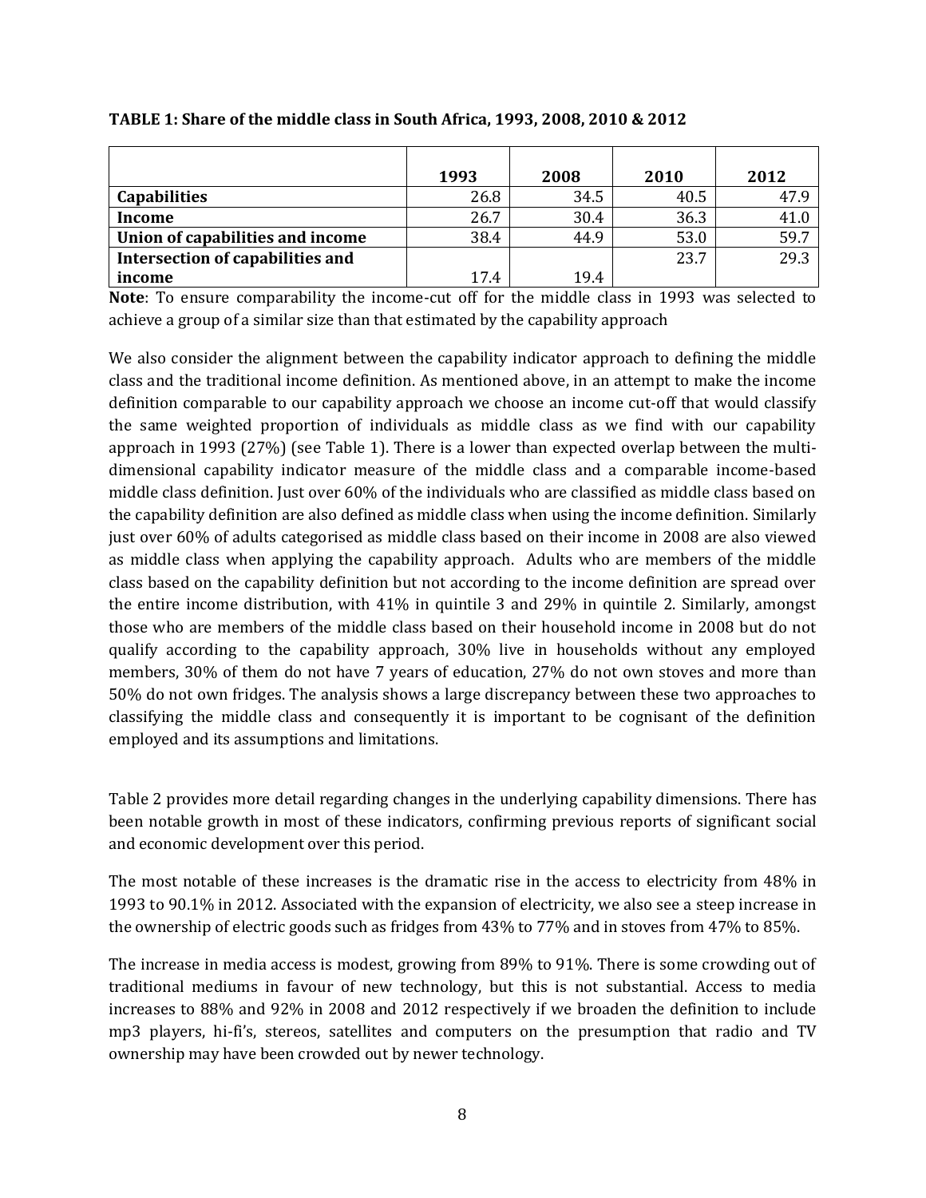**TABLE 1: Share of the middle class in South Africa, 1993, 2008, 2010 & 2012**

| | 1993 | 2008 | 2010 | 2012 |
|---|---|---|---|---|
| **Capabilities** | 26.8 | 34.5 | 40.5 | 47.9 |
| **Income** | 26.7 | 30.4 | 36.3 | 41.0 |
| **Union of capabilities and income** | 38.4 | 44.9 | 53.0 | 59.7 |
| **Intersection of capabilities and income** | 17.4 | 19.4 | 23.7 | 29.3 |

**Note**: To ensure comparability the income-cut off for the middle class in 1993 was selected to achieve a group of a similar size than that estimated by the capability approach

We also consider the alignment between the capability indicator approach to defining the middle class and the traditional income definition. As mentioned above, in an attempt to make the income definition comparable to our capability approach we choose an income cut-off that would classify the same weighted proportion of individuals as middle class as we find with our capability approach in 1993 (27%) (see Table 1). There is a lower than expected overlap between the multi-dimensional capability indicator measure of the middle class and a comparable income-based middle class definition. Just over 60% of the individuals who are classified as middle class based on the capability definition are also defined as middle class when using the income definition. Similarly just over 60% of adults categorised as middle class based on their income in 2008 are also viewed as middle class when applying the capability approach. Adults who are members of the middle class based on the capability definition but not according to the income definition are spread over the entire income distribution, with 41% in quintile 3 and 29% in quintile 2. Similarly, amongst those who are members of the middle class based on their household income in 2008 but do not qualify according to the capability approach, 30% live in households without any employed members, 30% of them do not have 7 years of education, 27% do not own stoves and more than 50% do not own fridges. The analysis shows a large discrepancy between these two approaches to classifying the middle class and consequently it is important to be cognisant of the definition employed and its assumptions and limitations.

Table 2 provides more detail regarding changes in the underlying capability dimensions. There has been notable growth in most of these indicators, confirming previous reports of significant social and economic development over this period.

The most notable of these increases is the dramatic rise in the access to electricity from 48% in 1993 to 90.1% in 2012. Associated with the expansion of electricity, we also see a steep increase in the ownership of electric goods such as fridges from 43% to 77% and in stoves from 47% to 85%.

The increase in media access is modest, growing from 89% to 91%. There is some crowding out of traditional mediums in favour of new technology, but this is not substantial. Access to media increases to 88% and 92% in 2008 and 2012 respectively if we broaden the definition to include mp3 players, hi-fi's, stereos, satellites and computers on the presumption that radio and TV ownership may have been crowded out by newer technology.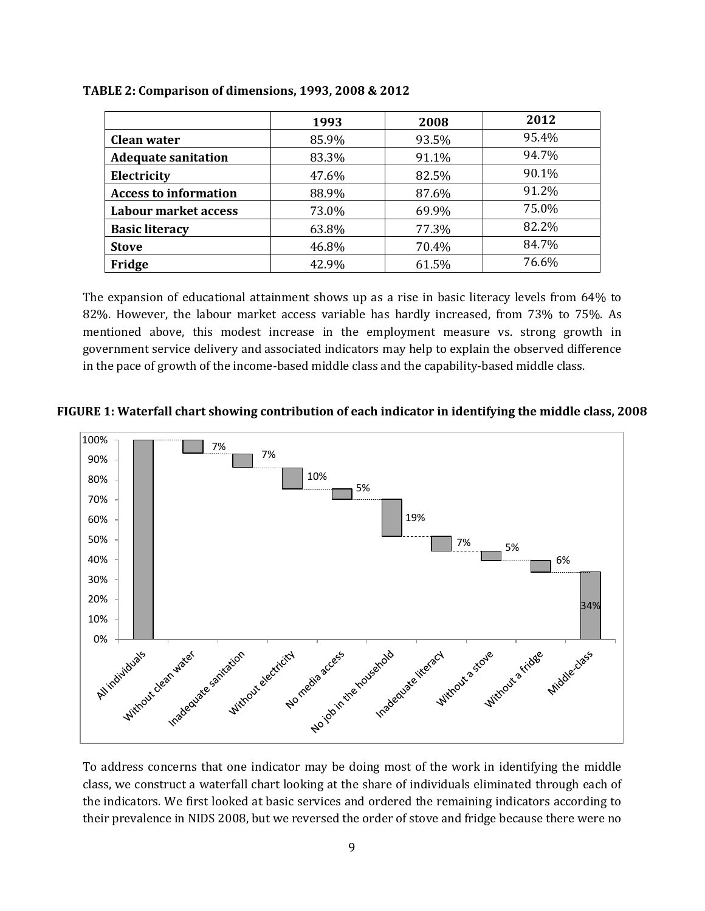**TABLE 2: Comparison of dimensions, 1993, 2008 & 2012**

| | 1993 | 2008 | 2012 |
|---|---|---|---|
| **Clean water** | 85.9% | 93.5% | 95.4% |
| **Adequate sanitation** | 83.3% | 91.1% | 94.7% |
| **Electricity** | 47.6% | 82.5% | 90.1% |
| **Access to information** | 88.9% | 87.6% | 91.2% |
| **Labour market access** | 73.0% | 69.9% | 75.0% |
| **Basic literacy** | 63.8% | 77.3% | 82.2% |
| **Stove** | 46.8% | 70.4% | 84.7% |
| **Fridge** | 42.9% | 61.5% | 76.6% |

The expansion of educational attainment shows up as a rise in basic literacy levels from 64% to 82%. However, the labour market access variable has hardly increased, from 73% to 75%. As mentioned above, this modest increase in the employment measure vs. strong growth in government service delivery and associated indicators may help to explain the observed difference in the pace of growth of the income-based middle class and the capability-based middle class.

**FIGURE 1: Waterfall chart showing contribution of each indicator in identifying the middle class, 2008**

To address concerns that one indicator may be doing most of the work in identifying the middle class, we construct a waterfall chart looking at the share of individuals eliminated through each of the indicators. We first looked at basic services and ordered the remaining indicators according to their prevalence in NIDS 2008, but we reversed the order of stove and fridge because there were no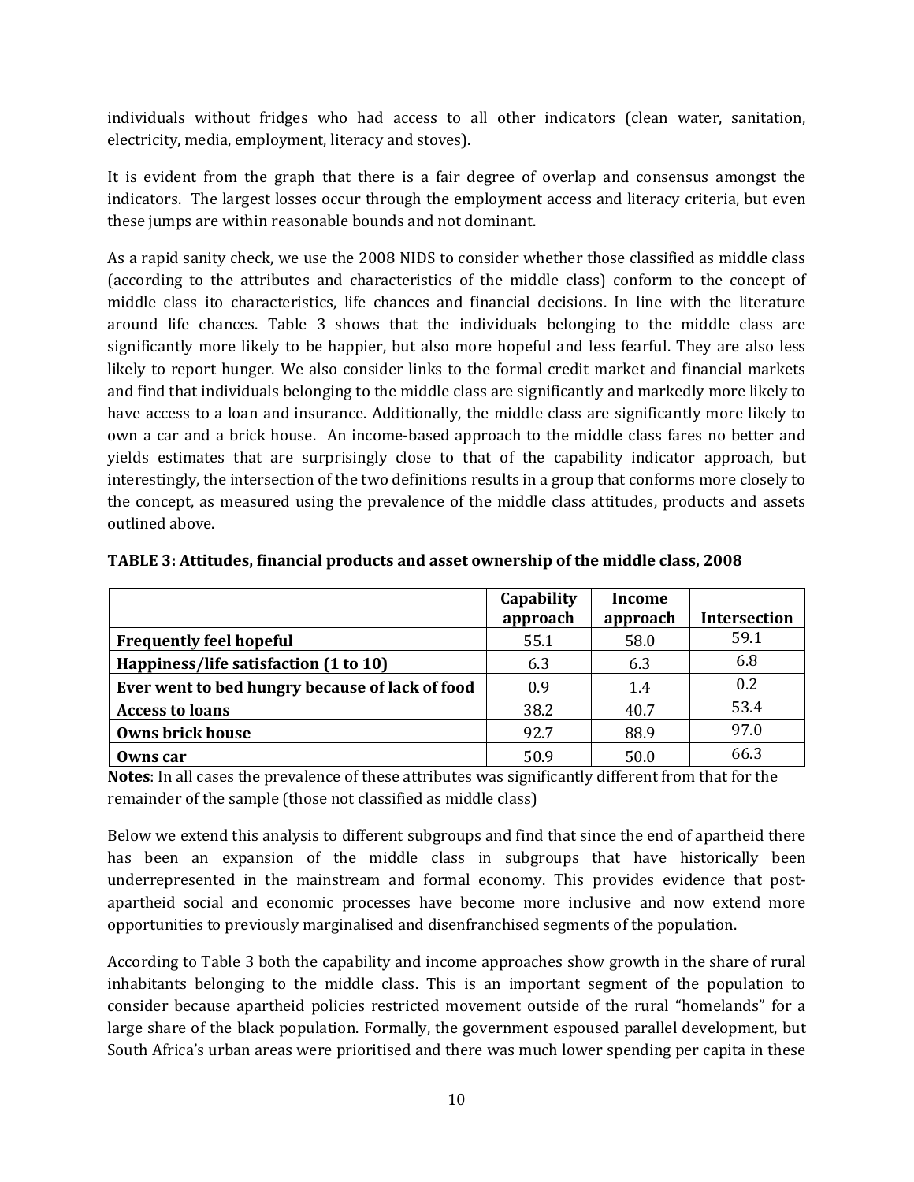individuals without fridges who had access to all other indicators (clean water, sanitation, electricity, media, employment, literacy and stoves).

It is evident from the graph that there is a fair degree of overlap and consensus amongst the indicators. The largest losses occur through the employment access and literacy criteria, but even these jumps are within reasonable bounds and not dominant.

As a rapid sanity check, we use the 2008 NIDS to consider whether those classified as middle class (according to the attributes and characteristics of the middle class) conform to the concept of middle class ito characteristics, life chances and financial decisions. In line with the literature around life chances. Table 3 shows that the individuals belonging to the middle class are significantly more likely to be happier, but also more hopeful and less fearful. They are also less likely to report hunger. We also consider links to the formal credit market and financial markets and find that individuals belonging to the middle class are significantly and markedly more likely to have access to a loan and insurance. Additionally, the middle class are significantly more likely to own a car and a brick house. An income-based approach to the middle class fares no better and yields estimates that are surprisingly close to that of the capability indicator approach, but interestingly, the intersection of the two definitions results in a group that conforms more closely to the concept, as measured using the prevalence of the middle class attitudes, products and assets outlined above.

**TABLE 3: Attitudes, financial products and asset ownership of the middle class, 2008**

| | Capability approach | Income approach | Intersection |
|---|---|---|---|
| **Frequently feel hopeful** | 55.1 | 58.0 | 59.1 |
| **Happiness/life satisfaction (1 to 10)** | 6.3 | 6.3 | 6.8 |
| **Ever went to bed hungry because of lack of food** | 0.9 | 1.4 | 0.2 |
| **Access to loans** | 38.2 | 40.7 | 53.4 |
| **Owns brick house** | 92.7 | 88.9 | 97.0 |
| **Owns car** | 50.9 | 50.0 | 66.3 |

**Notes**: In all cases the prevalence of these attributes was significantly different from that for the remainder of the sample (those not classified as middle class)

Below we extend this analysis to different subgroups and find that since the end of apartheid there has been an expansion of the middle class in subgroups that have historically been underrepresented in the mainstream and formal economy. This provides evidence that post-apartheid social and economic processes have become more inclusive and now extend more opportunities to previously marginalised and disenfranchised segments of the population.

According to Table 3 both the capability and income approaches show growth in the share of rural inhabitants belonging to the middle class. This is an important segment of the population to consider because apartheid policies restricted movement outside of the rural "homelands" for a large share of the black population. Formally, the government espoused parallel development, but South Africa's urban areas were prioritised and there was much lower spending per capita in these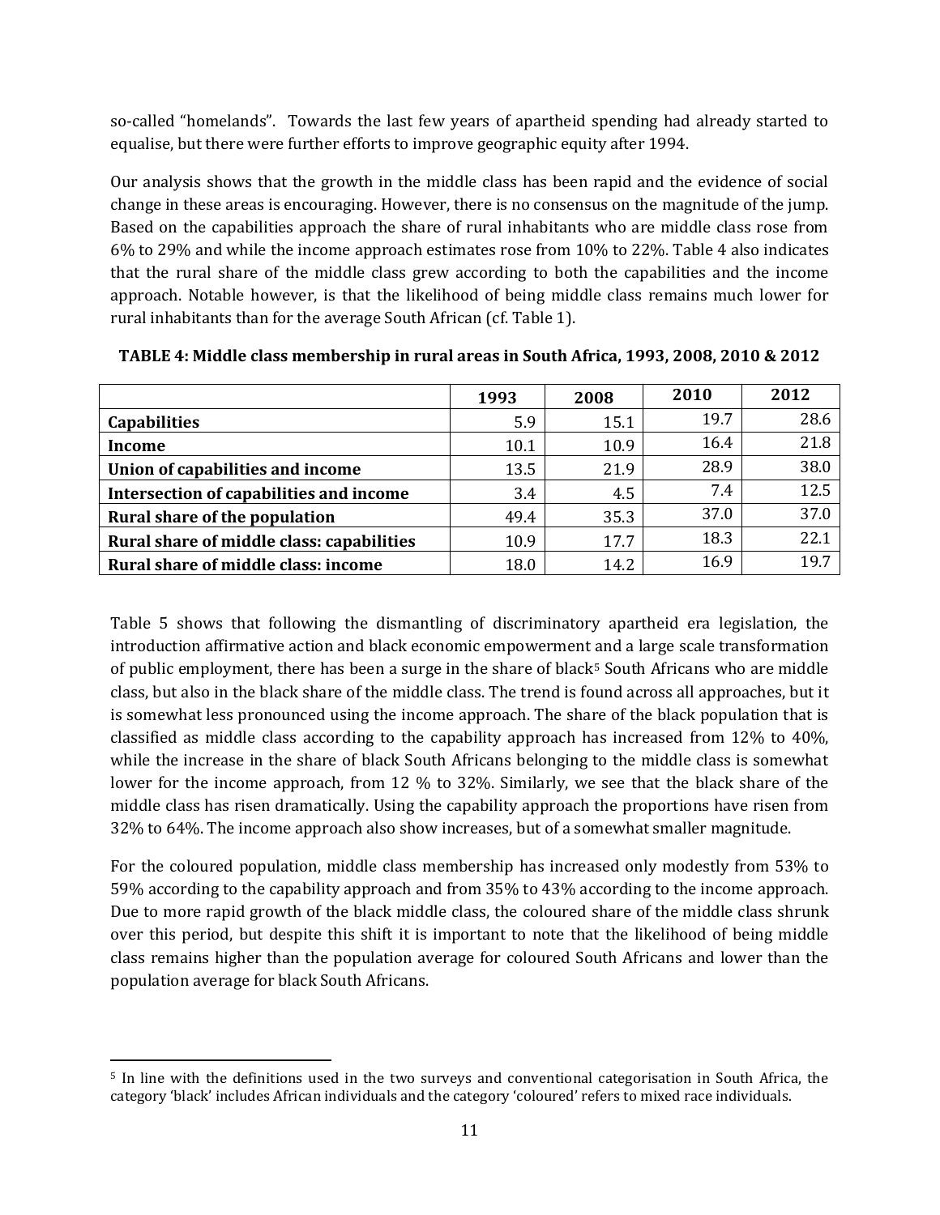so-called "homelands". Towards the last few years of apartheid spending had already started to equalise, but there were further efforts to improve geographic equity after 1994.

Our analysis shows that the growth in the middle class has been rapid and the evidence of social change in these areas is encouraging. However, there is no consensus on the magnitude of the jump. Based on the capabilities approach the share of rural inhabitants who are middle class rose from 6% to 29% and while the income approach estimates rose from 10% to 22%. Table 4 also indicates that the rural share of the middle class grew according to both the capabilities and the income approach. Notable however, is that the likelihood of being middle class remains much lower for rural inhabitants than for the average South African (cf. Table 1).

**TABLE 4: Middle class membership in rural areas in South Africa, 1993, 2008, 2010 & 2012**

| | 1993 | 2008 | 2010 | 2012 |
|---|---|---|---|---|
| **Capabilities** | 5.9 | 15.1 | 19.7 | 28.6 |
| **Income** | 10.1 | 10.9 | 16.4 | 21.8 |
| **Union of capabilities and income** | 13.5 | 21.9 | 28.9 | 38.0 |
| **Intersection of capabilities and income** | 3.4 | 4.5 | 7.4 | 12.5 |
| **Rural share of the population** | 49.4 | 35.3 | 37.0 | 37.0 |
| **Rural share of middle class: capabilities** | 10.9 | 17.7 | 18.3 | 22.1 |
| **Rural share of middle class: income** | 18.0 | 14.2 | 16.9 | 19.7 |

Table 5 shows that following the dismantling of discriminatory apartheid era legislation, the introduction affirmative action and black economic empowerment and a large scale transformation of public employment, there has been a surge in the share of black[5] South Africans who are middle class, but also in the black share of the middle class. The trend is found across all approaches, but it is somewhat less pronounced using the income approach. The share of the black population that is classified as middle class according to the capability approach has increased from 12% to 40%, while the increase in the share of black South Africans belonging to the middle class is somewhat lower for the income approach, from 12 % to 32%. Similarly, we see that the black share of the middle class has risen dramatically. Using the capability approach the proportions have risen from 32% to 64%. The income approach also show increases, but of a somewhat smaller magnitude.

For the coloured population, middle class membership has increased only modestly from 53% to 59% according to the capability approach and from 35% to 43% according to the income approach. Due to more rapid growth of the black middle class, the coloured share of the middle class shrunk over this period, but despite this shift it is important to note that the likelihood of being middle class remains higher than the population average for coloured South Africans and lower than the population average for black South Africans.

[5] In line with the definitions used in the two surveys and conventional categorisation in South Africa, the category 'black' includes African individuals and the category 'coloured' refers to mixed race individuals.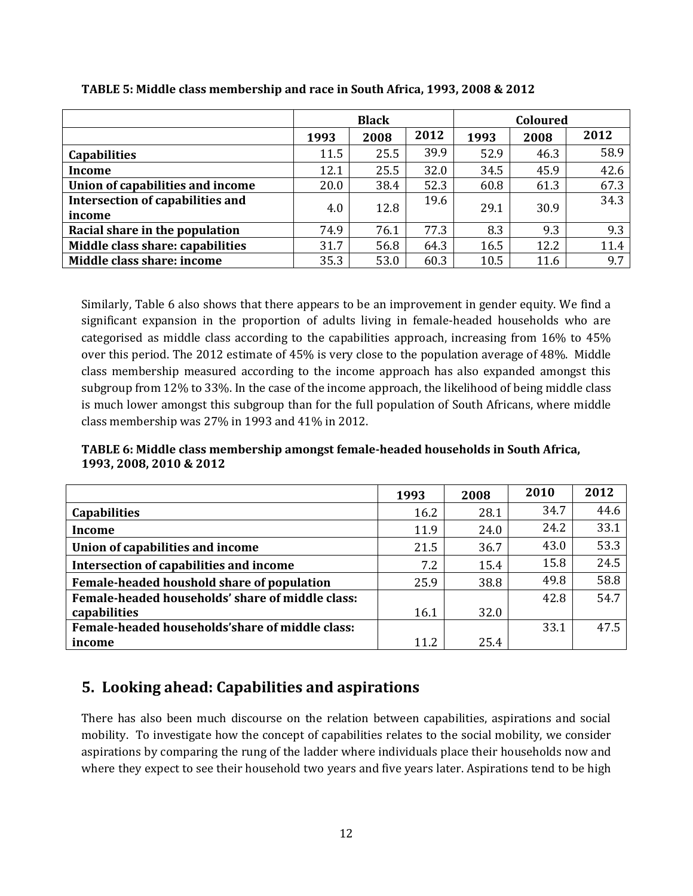**TABLE 5: Middle class membership and race in South Africa, 1993, 2008 & 2012**

| | Black | | | Coloured | | |
|---|---|---|---|---|---|---|
| | 1993 | 2008 | 2012 | 1993 | 2008 | 2012 |
| **Capabilities** | 11.5 | 25.5 | 39.9 | 52.9 | 46.3 | 58.9 |
| **Income** | 12.1 | 25.5 | 32.0 | 34.5 | 45.9 | 42.6 |
| **Union of capabilities and income** | 20.0 | 38.4 | 52.3 | 60.8 | 61.3 | 67.3 |
| **Intersection of capabilities and income** | 4.0 | 12.8 | 19.6 | 29.1 | 30.9 | 34.3 |
| **Racial share in the population** | 74.9 | 76.1 | 77.3 | 8.3 | 9.3 | 9.3 |
| **Middle class share: capabilities** | 31.7 | 56.8 | 64.3 | 16.5 | 12.2 | 11.4 |
| **Middle class share: income** | 35.3 | 53.0 | 60.3 | 10.5 | 11.6 | 9.7 |

Similarly, Table 6 also shows that there appears to be an improvement in gender equity. We find a significant expansion in the proportion of adults living in female-headed households who are categorised as middle class according to the capabilities approach, increasing from 16% to 45% over this period. The 2012 estimate of 45% is very close to the population average of 48%. Middle class membership measured according to the income approach has also expanded amongst this subgroup from 12% to 33%. In the case of the income approach, the likelihood of being middle class is much lower amongst this subgroup than for the full population of South Africans, where middle class membership was 27% in 1993 and 41% in 2012.

**TABLE 6: Middle class membership amongst female-headed households in South Africa, 1993, 2008, 2010 & 2012**

| | 1993 | 2008 | 2010 | 2012 |
|---|---|---|---|---|
| **Capabilities** | 16.2 | 28.1 | 34.7 | 44.6 |
| **Income** | 11.9 | 24.0 | 24.2 | 33.1 |
| **Union of capabilities and income** | 21.5 | 36.7 | 43.0 | 53.3 |
| **Intersection of capabilities and income** | 7.2 | 15.4 | 15.8 | 24.5 |
| **Female-headed houshold share of population** | 25.9 | 38.8 | 49.8 | 58.8 |
| **Female-headed households' share of middle class: capabilities** | 16.1 | 32.0 | 42.8 | 54.7 |
| **Female-headed households'share of middle class: income** | 11.2 | 25.4 | 33.1 | 47.5 |

## 5. Looking ahead: Capabilities and aspirations

There has also been much discourse on the relation between capabilities, aspirations and social mobility. To investigate how the concept of capabilities relates to the social mobility, we consider aspirations by comparing the rung of the ladder where individuals place their households now and where they expect to see their household two years and five years later. Aspirations tend to be high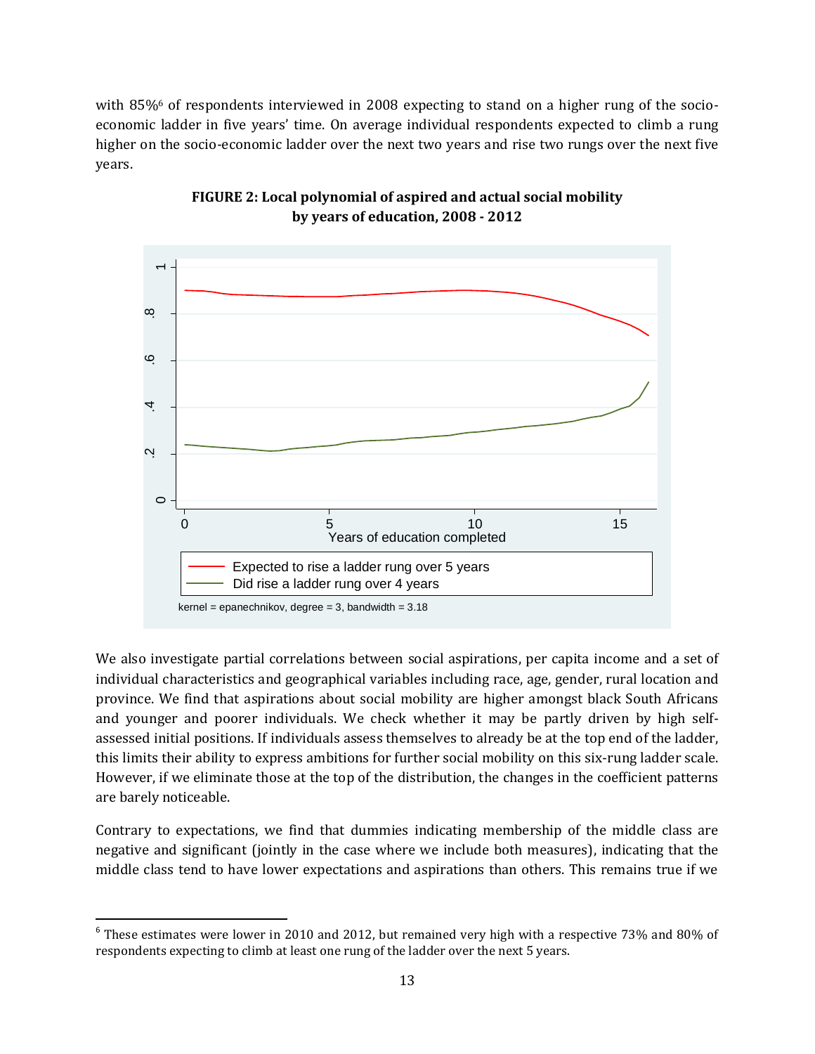with 85%[6] of respondents interviewed in 2008 expecting to stand on a higher rung of the socio-economic ladder in five years' time. On average individual respondents expected to climb a rung higher on the socio-economic ladder over the next two years and rise two rungs over the next five years.

**FIGURE 2: Local polynomial of aspired and actual social mobility by years of education, 2008 - 2012**

We also investigate partial correlations between social aspirations, per capita income and a set of individual characteristics and geographical variables including race, age, gender, rural location and province. We find that aspirations about social mobility are higher amongst black South Africans and younger and poorer individuals. We check whether it may be partly driven by high self-assessed initial positions. If individuals assess themselves to already be at the top end of the ladder, this limits their ability to express ambitions for further social mobility on this six-rung ladder scale. However, if we eliminate those at the top of the distribution, the changes in the coefficient patterns are barely noticeable.

Contrary to expectations, we find that dummies indicating membership of the middle class are negative and significant (jointly in the case where we include both measures), indicating that the middle class tend to have lower expectations and aspirations than others. This remains true if we

---

[6] These estimates were lower in 2010 and 2012, but remained very high with a respective 73% and 80% of respondents expecting to climb at least one rung of the ladder over the next 5 years.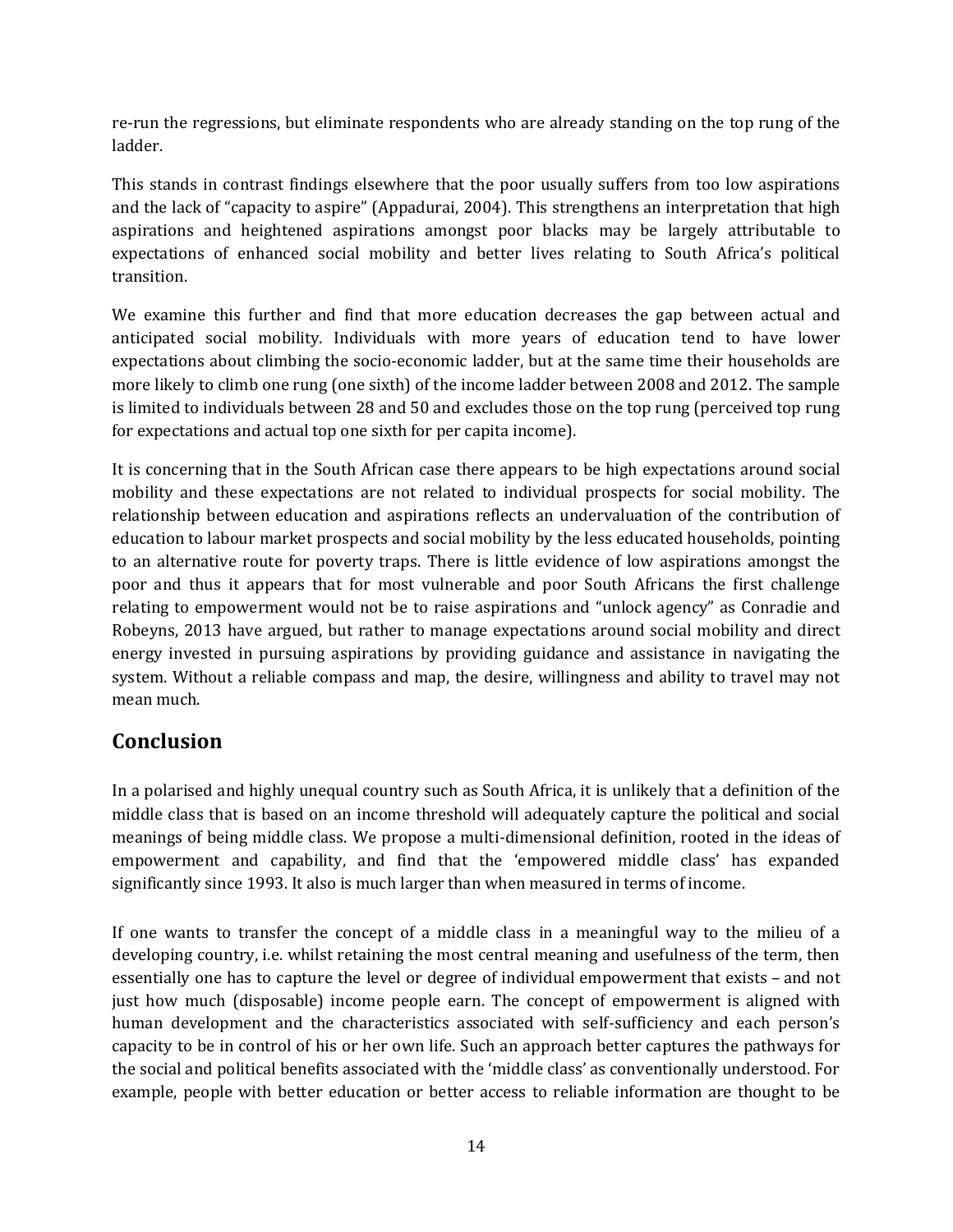re-run the regressions, but eliminate respondents who are already standing on the top rung of the ladder.

This stands in contrast findings elsewhere that the poor usually suffers from too low aspirations and the lack of "capacity to aspire" (Appadurai, 2004). This strengthens an interpretation that high aspirations and heightened aspirations amongst poor blacks may be largely attributable to expectations of enhanced social mobility and better lives relating to South Africa's political transition.

We examine this further and find that more education decreases the gap between actual and anticipated social mobility. Individuals with more years of education tend to have lower expectations about climbing the socio-economic ladder, but at the same time their households are more likely to climb one rung (one sixth) of the income ladder between 2008 and 2012. The sample is limited to individuals between 28 and 50 and excludes those on the top rung (perceived top rung for expectations and actual top one sixth for per capita income).

It is concerning that in the South African case there appears to be high expectations around social mobility and these expectations are not related to individual prospects for social mobility. The relationship between education and aspirations reflects an undervaluation of the contribution of education to labour market prospects and social mobility by the less educated households, pointing to an alternative route for poverty traps. There is little evidence of low aspirations amongst the poor and thus it appears that for most vulnerable and poor South Africans the first challenge relating to empowerment would not be to raise aspirations and "unlock agency" as Conradie and Robeyns, 2013 have argued, but rather to manage expectations around social mobility and direct energy invested in pursuing aspirations by providing guidance and assistance in navigating the system. Without a reliable compass and map, the desire, willingness and ability to travel may not mean much.

## Conclusion

In a polarised and highly unequal country such as South Africa, it is unlikely that a definition of the middle class that is based on an income threshold will adequately capture the political and social meanings of being middle class. We propose a multi-dimensional definition, rooted in the ideas of empowerment and capability, and find that the 'empowered middle class' has expanded significantly since 1993. It also is much larger than when measured in terms of income.

If one wants to transfer the concept of a middle class in a meaningful way to the milieu of a developing country, i.e. whilst retaining the most central meaning and usefulness of the term, then essentially one has to capture the level or degree of individual empowerment that exists – and not just how much (disposable) income people earn. The concept of empowerment is aligned with human development and the characteristics associated with self-sufficiency and each person's capacity to be in control of his or her own life. Such an approach better captures the pathways for the social and political benefits associated with the 'middle class' as conventionally understood. For example, people with better education or better access to reliable information are thought to be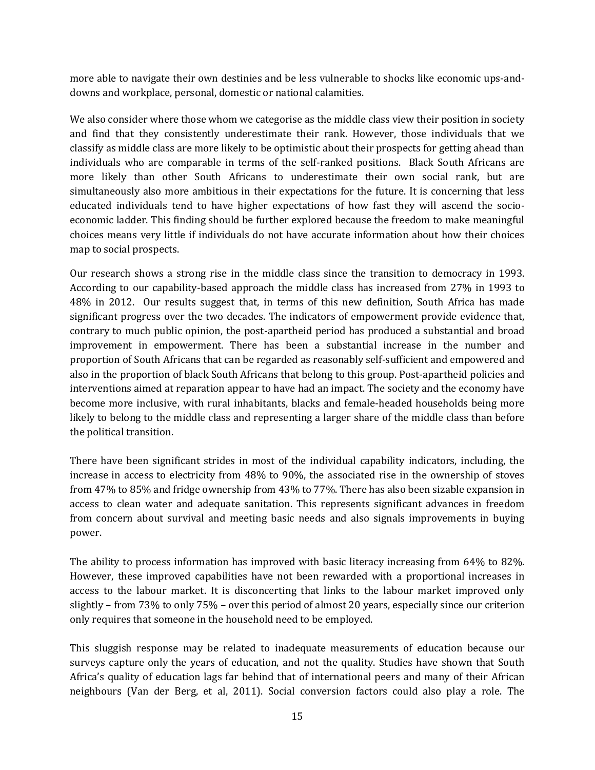more able to navigate their own destinies and be less vulnerable to shocks like economic ups-and-downs and workplace, personal, domestic or national calamities.

We also consider where those whom we categorise as the middle class view their position in society and find that they consistently underestimate their rank. However, those individuals that we classify as middle class are more likely to be optimistic about their prospects for getting ahead than individuals who are comparable in terms of the self-ranked positions. Black South Africans are more likely than other South Africans to underestimate their own social rank, but are simultaneously also more ambitious in their expectations for the future. It is concerning that less educated individuals tend to have higher expectations of how fast they will ascend the socio-economic ladder. This finding should be further explored because the freedom to make meaningful choices means very little if individuals do not have accurate information about how their choices map to social prospects.

Our research shows a strong rise in the middle class since the transition to democracy in 1993. According to our capability-based approach the middle class has increased from 27% in 1993 to 48% in 2012. Our results suggest that, in terms of this new definition, South Africa has made significant progress over the two decades. The indicators of empowerment provide evidence that, contrary to much public opinion, the post-apartheid period has produced a substantial and broad improvement in empowerment. There has been a substantial increase in the number and proportion of South Africans that can be regarded as reasonably self-sufficient and empowered and also in the proportion of black South Africans that belong to this group. Post-apartheid policies and interventions aimed at reparation appear to have had an impact. The society and the economy have become more inclusive, with rural inhabitants, blacks and female-headed households being more likely to belong to the middle class and representing a larger share of the middle class than before the political transition.

There have been significant strides in most of the individual capability indicators, including, the increase in access to electricity from 48% to 90%, the associated rise in the ownership of stoves from 47% to 85% and fridge ownership from 43% to 77%. There has also been sizable expansion in access to clean water and adequate sanitation. This represents significant advances in freedom from concern about survival and meeting basic needs and also signals improvements in buying power.

The ability to process information has improved with basic literacy increasing from 64% to 82%. However, these improved capabilities have not been rewarded with a proportional increases in access to the labour market. It is disconcerting that links to the labour market improved only slightly – from 73% to only 75% – over this period of almost 20 years, especially since our criterion only requires that someone in the household need to be employed.

This sluggish response may be related to inadequate measurements of education because our surveys capture only the years of education, and not the quality. Studies have shown that South Africa's quality of education lags far behind that of international peers and many of their African neighbours (Van der Berg, et al, 2011). Social conversion factors could also play a role. The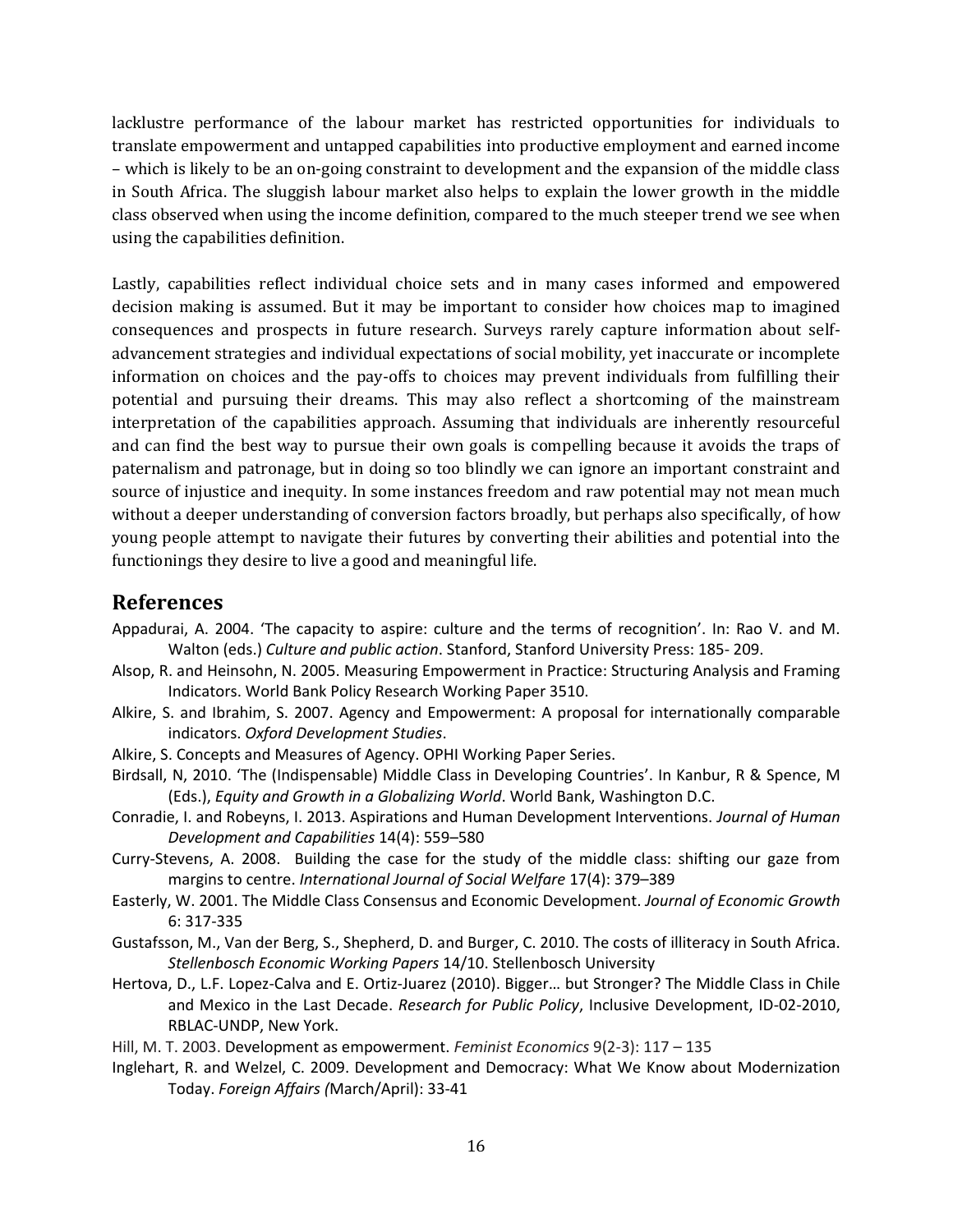lacklustre performance of the labour market has restricted opportunities for individuals to translate empowerment and untapped capabilities into productive employment and earned income – which is likely to be an on-going constraint to development and the expansion of the middle class in South Africa. The sluggish labour market also helps to explain the lower growth in the middle class observed when using the income definition, compared to the much steeper trend we see when using the capabilities definition.

Lastly, capabilities reflect individual choice sets and in many cases informed and empowered decision making is assumed. But it may be important to consider how choices map to imagined consequences and prospects in future research. Surveys rarely capture information about self-advancement strategies and individual expectations of social mobility, yet inaccurate or incomplete information on choices and the pay-offs to choices may prevent individuals from fulfilling their potential and pursuing their dreams. This may also reflect a shortcoming of the mainstream interpretation of the capabilities approach. Assuming that individuals are inherently resourceful and can find the best way to pursue their own goals is compelling because it avoids the traps of paternalism and patronage, but in doing so too blindly we can ignore an important constraint and source of injustice and inequity. In some instances freedom and raw potential may not mean much without a deeper understanding of conversion factors broadly, but perhaps also specifically, of how young people attempt to navigate their futures by converting their abilities and potential into the functionings they desire to live a good and meaningful life.

## References

Appadurai, A. 2004. 'The capacity to aspire: culture and the terms of recognition'. In: Rao V. and M. Walton (eds.) *Culture and public action*. Stanford, Stanford University Press: 185- 209.

Alsop, R. and Heinsohn, N. 2005. Measuring Empowerment in Practice: Structuring Analysis and Framing Indicators. World Bank Policy Research Working Paper 3510.

Alkire, S. and Ibrahim, S. 2007. Agency and Empowerment: A proposal for internationally comparable indicators. *Oxford Development Studies*.

Alkire, S. Concepts and Measures of Agency. OPHI Working Paper Series.

Birdsall, N, 2010. 'The (Indispensable) Middle Class in Developing Countries'. In Kanbur, R & Spence, M (Eds.), *Equity and Growth in a Globalizing World*. World Bank, Washington D.C.

Conradie, I. and Robeyns, I. 2013. Aspirations and Human Development Interventions. *Journal of Human Development and Capabilities* 14(4): 559–580

Curry-Stevens, A. 2008. Building the case for the study of the middle class: shifting our gaze from margins to centre. *International Journal of Social Welfare* 17(4): 379–389

Easterly, W. 2001. The Middle Class Consensus and Economic Development. *Journal of Economic Growth* 6: 317-335

Gustafsson, M., Van der Berg, S., Shepherd, D. and Burger, C. 2010. The costs of illiteracy in South Africa. *Stellenbosch Economic Working Papers* 14/10. Stellenbosch University

Hertova, D., L.F. Lopez-Calva and E. Ortiz-Juarez (2010). Bigger… but Stronger? The Middle Class in Chile and Mexico in the Last Decade. *Research for Public Policy*, Inclusive Development, ID-02-2010, RBLAC-UNDP, New York.

Hill, M. T. 2003. Development as empowerment. *Feminist Economics* 9(2-3): 117 – 135

Inglehart, R. and Welzel, C. 2009. Development and Democracy: What We Know about Modernization Today. *Foreign Affairs (*March/April): 33-41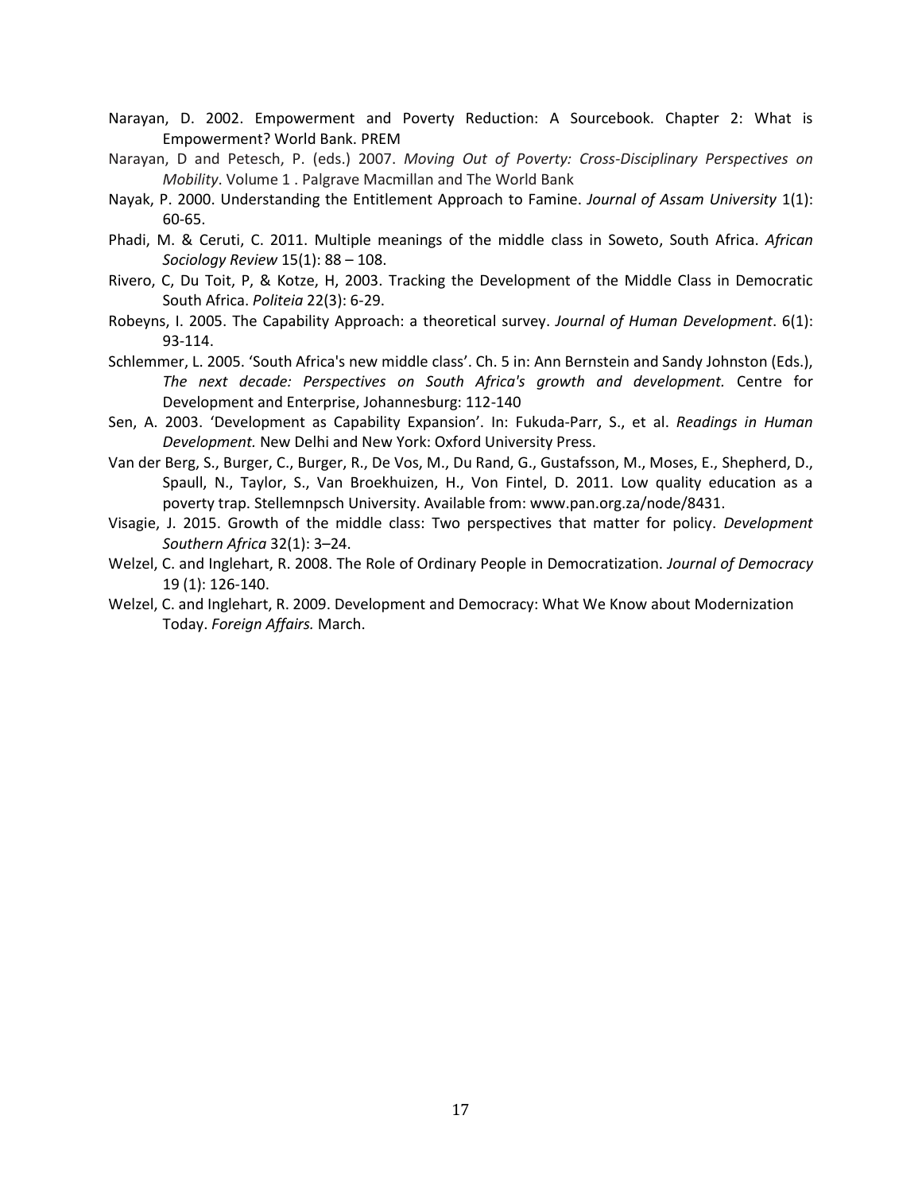Narayan, D. 2002. Empowerment and Poverty Reduction: A Sourcebook. Chapter 2: What is Empowerment? World Bank. PREM

Narayan, D and Petesch, P. (eds.) 2007. *Moving Out of Poverty: Cross-Disciplinary Perspectives on Mobility*. Volume 1 . Palgrave Macmillan and The World Bank

Nayak, P. 2000. Understanding the Entitlement Approach to Famine. *Journal of Assam University* 1(1): 60-65.

Phadi, M. & Ceruti, C. 2011. Multiple meanings of the middle class in Soweto, South Africa. *African Sociology Review* 15(1): 88 – 108.

Rivero, C, Du Toit, P, & Kotze, H, 2003. Tracking the Development of the Middle Class in Democratic South Africa. *Politeia* 22(3): 6-29.

Robeyns, I. 2005. The Capability Approach: a theoretical survey. *Journal of Human Development*. 6(1): 93-114.

Schlemmer, L. 2005. 'South Africa's new middle class'. Ch. 5 in: Ann Bernstein and Sandy Johnston (Eds.), *The next decade: Perspectives on South Africa's growth and development.* Centre for Development and Enterprise, Johannesburg: 112-140

Sen, A. 2003. 'Development as Capability Expansion'. In: Fukuda-Parr, S., et al. *Readings in Human Development.* New Delhi and New York: Oxford University Press.

Van der Berg, S., Burger, C., Burger, R., De Vos, M., Du Rand, G., Gustafsson, M., Moses, E., Shepherd, D., Spaull, N., Taylor, S., Van Broekhuizen, H., Von Fintel, D. 2011. Low quality education as a poverty trap. Stellemnpsch University. Available from: www.pan.org.za/node/8431.

Visagie, J. 2015. Growth of the middle class: Two perspectives that matter for policy. *Development Southern Africa* 32(1): 3–24.

Welzel, C. and Inglehart, R. 2008. The Role of Ordinary People in Democratization. *Journal of Democracy* 19 (1): 126-140.

Welzel, C. and Inglehart, R. 2009. Development and Democracy: What We Know about Modernization Today. *Foreign Affairs.* March.